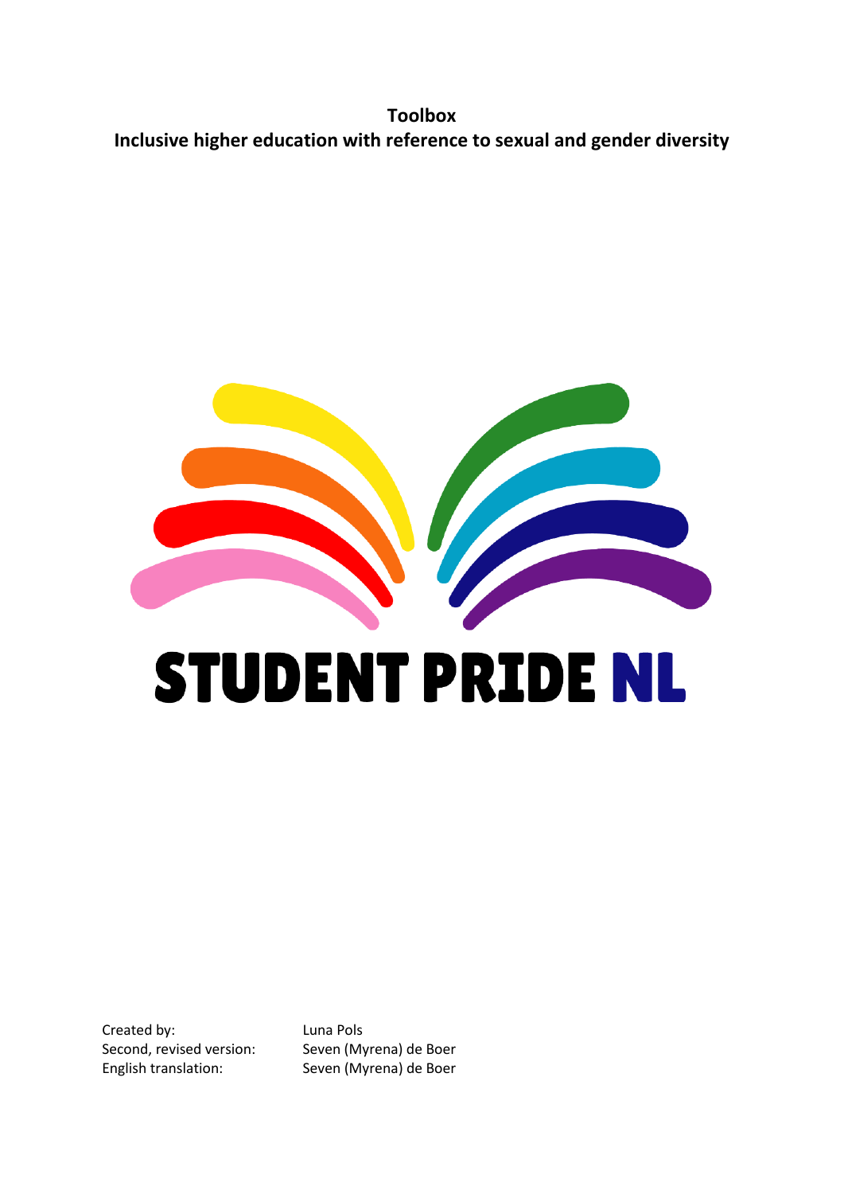# Toolbox

## Inclusive higher education with reference to sexual and gender diversity

STUDENT PRIDE NL

| | |
|---|---|
| Created by: | Luna Pols |
| Second, revised version: | Seven (Myrena) de Boer |
| English translation: | Seven (Myrena) de Boer |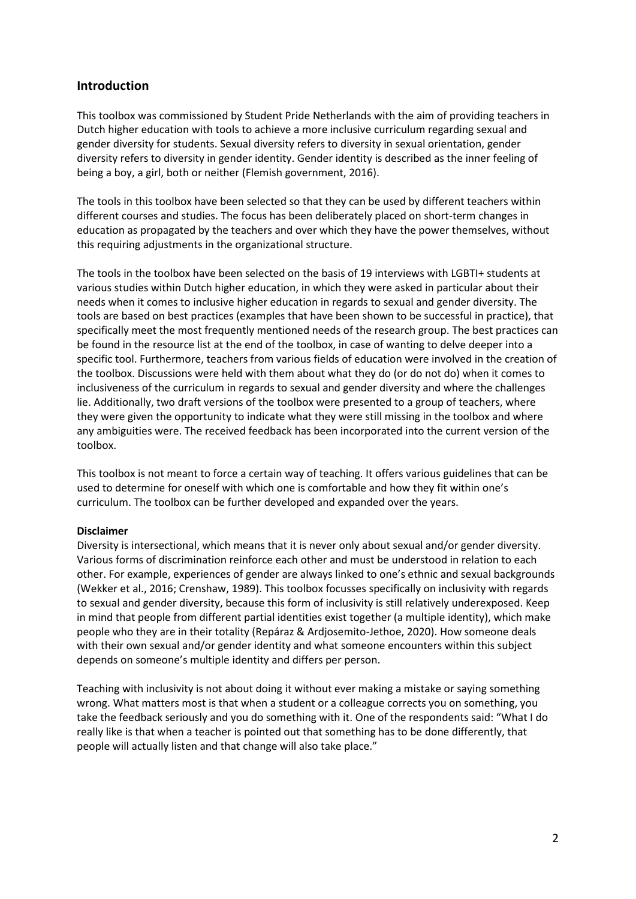## Introduction

This toolbox was commissioned by Student Pride Netherlands with the aim of providing teachers in Dutch higher education with tools to achieve a more inclusive curriculum regarding sexual and gender diversity for students. Sexual diversity refers to diversity in sexual orientation, gender diversity refers to diversity in gender identity. Gender identity is described as the inner feeling of being a boy, a girl, both or neither (Flemish government, 2016).

The tools in this toolbox have been selected so that they can be used by different teachers within different courses and studies. The focus has been deliberately placed on short-term changes in education as propagated by the teachers and over which they have the power themselves, without this requiring adjustments in the organizational structure.

The tools in the toolbox have been selected on the basis of 19 interviews with LGBTI+ students at various studies within Dutch higher education, in which they were asked in particular about their needs when it comes to inclusive higher education in regards to sexual and gender diversity. The tools are based on best practices (examples that have been shown to be successful in practice), that specifically meet the most frequently mentioned needs of the research group. The best practices can be found in the resource list at the end of the toolbox, in case of wanting to delve deeper into a specific tool. Furthermore, teachers from various fields of education were involved in the creation of the toolbox. Discussions were held with them about what they do (or do not do) when it comes to inclusiveness of the curriculum in regards to sexual and gender diversity and where the challenges lie. Additionally, two draft versions of the toolbox were presented to a group of teachers, where they were given the opportunity to indicate what they were still missing in the toolbox and where any ambiguities were. The received feedback has been incorporated into the current version of the toolbox.

This toolbox is not meant to force a certain way of teaching. It offers various guidelines that can be used to determine for oneself with which one is comfortable and how they fit within one's curriculum. The toolbox can be further developed and expanded over the years.

**Disclaimer**

Diversity is intersectional, which means that it is never only about sexual and/or gender diversity. Various forms of discrimination reinforce each other and must be understood in relation to each other. For example, experiences of gender are always linked to one's ethnic and sexual backgrounds (Wekker et al., 2016; Crenshaw, 1989). This toolbox focusses specifically on inclusivity with regards to sexual and gender diversity, because this form of inclusivity is still relatively underexposed. Keep in mind that people from different partial identities exist together (a multiple identity), which make people who they are in their totality (Repáraz & Ardjosemito-Jethoe, 2020). How someone deals with their own sexual and/or gender identity and what someone encounters within this subject depends on someone's multiple identity and differs per person.

Teaching with inclusivity is not about doing it without ever making a mistake or saying something wrong. What matters most is that when a student or a colleague corrects you on something, you take the feedback seriously and you do something with it. One of the respondents said: "What I do really like is that when a teacher is pointed out that something has to be done differently, that people will actually listen and that change will also take place."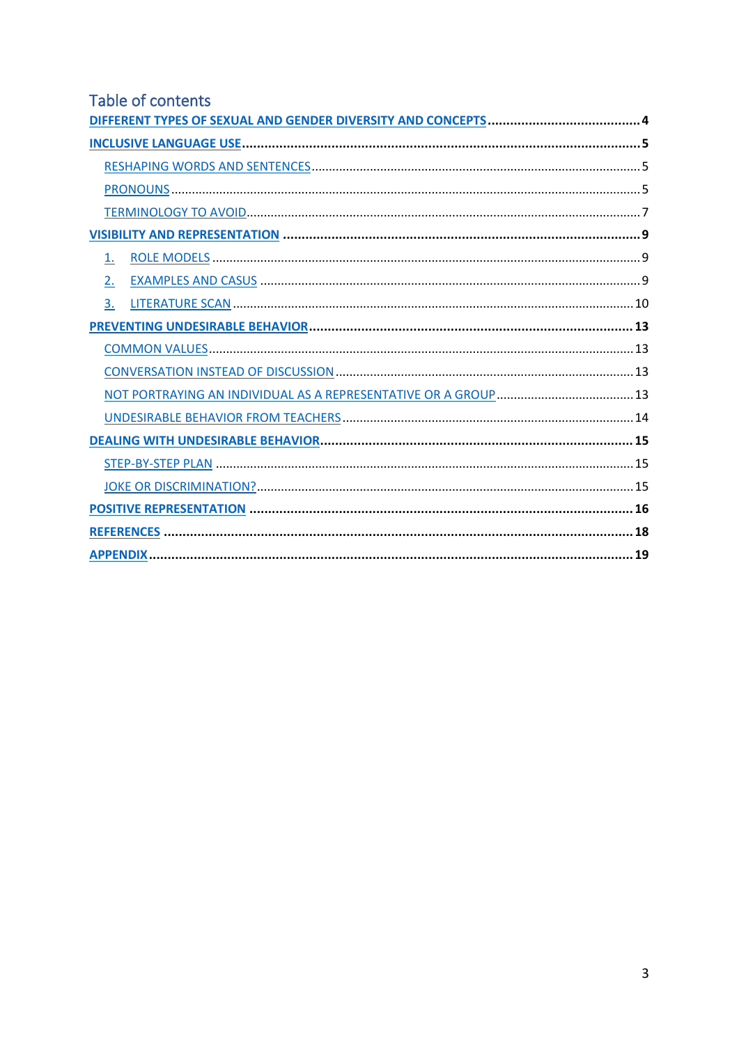# Table of contents

- DIFFERENT TYPES OF SEXUAL AND GENDER DIVERSITY AND CONCEPTS ........ 4
- INCLUSIVE LANGUAGE USE ........ 5
  - RESHAPING WORDS AND SENTENCES ........ 5
  - PRONOUNS ........ 5
  - TERMINOLOGY TO AVOID ........ 7
- VISIBILITY AND REPRESENTATION ........ 9
  1. ROLE MODELS ........ 9
  2. EXAMPLES AND CASUS ........ 9
  3. LITERATURE SCAN ........ 10
- PREVENTING UNDESIRABLE BEHAVIOR ........ 13
  - COMMON VALUES ........ 13
  - CONVERSATION INSTEAD OF DISCUSSION ........ 13
  - NOT PORTRAYING AN INDIVIDUAL AS A REPRESENTATIVE OR A GROUP ........ 13
  - UNDESIRABLE BEHAVIOR FROM TEACHERS ........ 14
- DEALING WITH UNDESIRABLE BEHAVIOR ........ 15
  - STEP-BY-STEP PLAN ........ 15
  - JOKE OR DISCRIMINATION? ........ 15
- POSITIVE REPRESENTATION ........ 16
- REFERENCES ........ 18
- APPENDIX ........ 19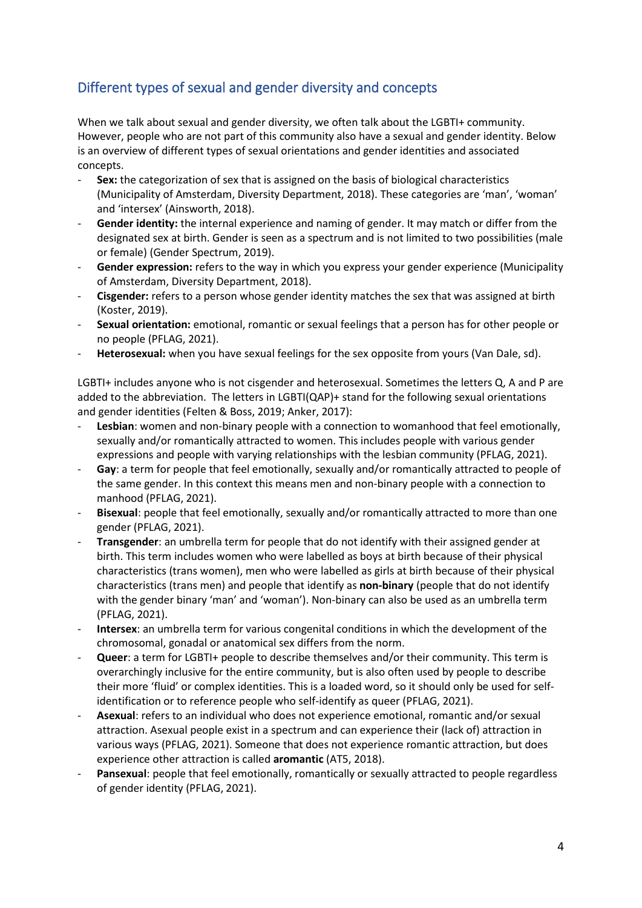## Different types of sexual and gender diversity and concepts

When we talk about sexual and gender diversity, we often talk about the LGBTI+ community. However, people who are not part of this community also have a sexual and gender identity. Below is an overview of different types of sexual orientations and gender identities and associated concepts.

- **Sex:** the categorization of sex that is assigned on the basis of biological characteristics (Municipality of Amsterdam, Diversity Department, 2018). These categories are 'man', 'woman' and 'intersex' (Ainsworth, 2018).
- **Gender identity:** the internal experience and naming of gender. It may match or differ from the designated sex at birth. Gender is seen as a spectrum and is not limited to two possibilities (male or female) (Gender Spectrum, 2019).
- **Gender expression:** refers to the way in which you express your gender experience (Municipality of Amsterdam, Diversity Department, 2018).
- **Cisgender:** refers to a person whose gender identity matches the sex that was assigned at birth (Koster, 2019).
- **Sexual orientation:** emotional, romantic or sexual feelings that a person has for other people or no people (PFLAG, 2021).
- **Heterosexual:** when you have sexual feelings for the sex opposite from yours (Van Dale, sd).

LGBTI+ includes anyone who is not cisgender and heterosexual. Sometimes the letters Q, A and P are added to the abbreviation. The letters in LGBTI(QAP)+ stand for the following sexual orientations and gender identities (Felten & Boss, 2019; Anker, 2017):

- **Lesbian**: women and non-binary people with a connection to womanhood that feel emotionally, sexually and/or romantically attracted to women. This includes people with various gender expressions and people with varying relationships with the lesbian community (PFLAG, 2021).
- **Gay**: a term for people that feel emotionally, sexually and/or romantically attracted to people of the same gender. In this context this means men and non-binary people with a connection to manhood (PFLAG, 2021).
- **Bisexual**: people that feel emotionally, sexually and/or romantically attracted to more than one gender (PFLAG, 2021).
- **Transgender**: an umbrella term for people that do not identify with their assigned gender at birth. This term includes women who were labelled as boys at birth because of their physical characteristics (trans women), men who were labelled as girls at birth because of their physical characteristics (trans men) and people that identify as **non-binary** (people that do not identify with the gender binary 'man' and 'woman'). Non-binary can also be used as an umbrella term (PFLAG, 2021).
- **Intersex**: an umbrella term for various congenital conditions in which the development of the chromosomal, gonadal or anatomical sex differs from the norm.
- **Queer**: a term for LGBTI+ people to describe themselves and/or their community. This term is overarchingly inclusive for the entire community, but is also often used by people to describe their more 'fluid' or complex identities. This is a loaded word, so it should only be used for self-identification or to reference people who self-identify as queer (PFLAG, 2021).
- **Asexual**: refers to an individual who does not experience emotional, romantic and/or sexual attraction. Asexual people exist in a spectrum and can experience their (lack of) attraction in various ways (PFLAG, 2021). Someone that does not experience romantic attraction, but does experience other attraction is called **aromantic** (AT5, 2018).
- **Pansexual**: people that feel emotionally, romantically or sexually attracted to people regardless of gender identity (PFLAG, 2021).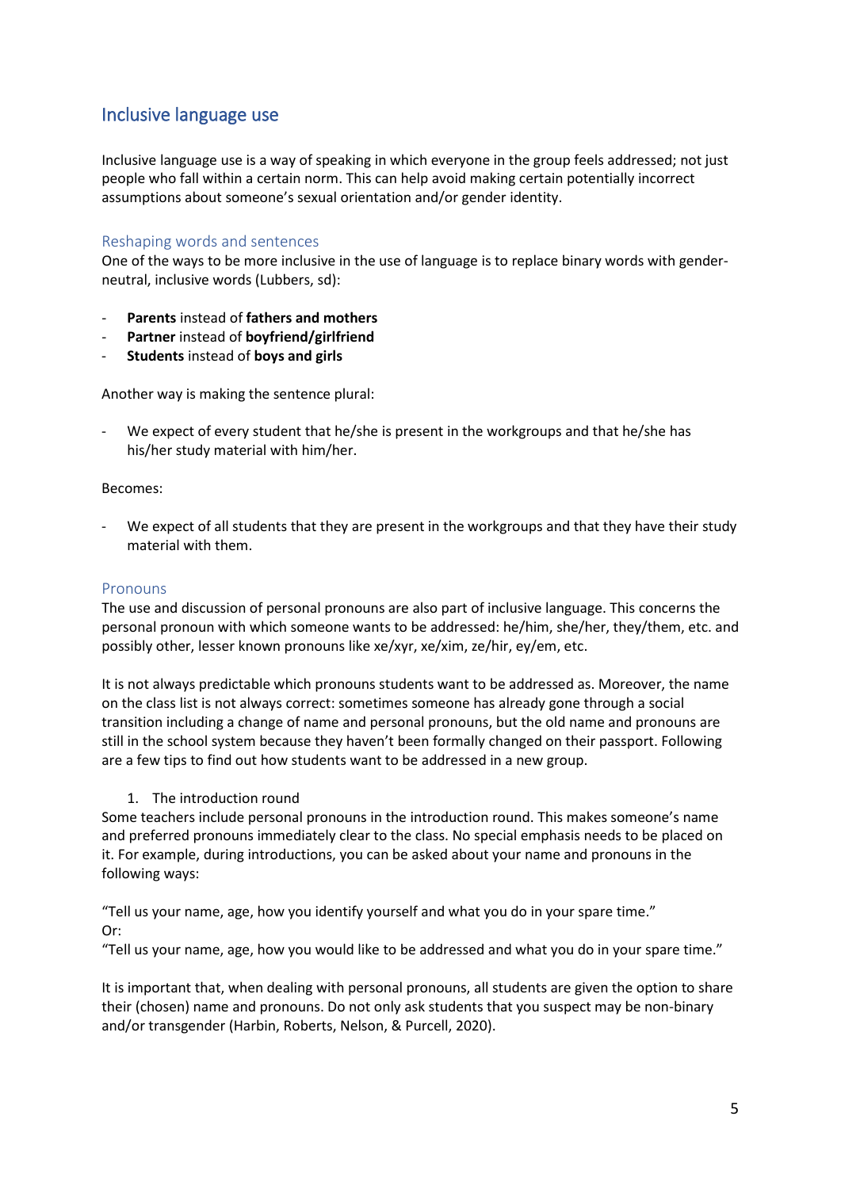## Inclusive language use

Inclusive language use is a way of speaking in which everyone in the group feels addressed; not just people who fall within a certain norm. This can help avoid making certain potentially incorrect assumptions about someone's sexual orientation and/or gender identity.

### Reshaping words and sentences

One of the ways to be more inclusive in the use of language is to replace binary words with gender-neutral, inclusive words (Lubbers, sd):

- **Parents** instead of **fathers and mothers**
- **Partner** instead of **boyfriend/girlfriend**
- **Students** instead of **boys and girls**

Another way is making the sentence plural:

- We expect of every student that he/she is present in the workgroups and that he/she has his/her study material with him/her.

Becomes:

- We expect of all students that they are present in the workgroups and that they have their study material with them.

### Pronouns

The use and discussion of personal pronouns are also part of inclusive language. This concerns the personal pronoun with which someone wants to be addressed: he/him, she/her, they/them, etc. and possibly other, lesser known pronouns like xe/xyr, xe/xim, ze/hir, ey/em, etc.

It is not always predictable which pronouns students want to be addressed as. Moreover, the name on the class list is not always correct: sometimes someone has already gone through a social transition including a change of name and personal pronouns, but the old name and pronouns are still in the school system because they haven't been formally changed on their passport. Following are a few tips to find out how students want to be addressed in a new group.

1. The introduction round

Some teachers include personal pronouns in the introduction round. This makes someone's name and preferred pronouns immediately clear to the class. No special emphasis needs to be placed on it. For example, during introductions, you can be asked about your name and pronouns in the following ways:

"Tell us your name, age, how you identify yourself and what you do in your spare time."
Or:
"Tell us your name, age, how you would like to be addressed and what you do in your spare time."

It is important that, when dealing with personal pronouns, all students are given the option to share their (chosen) name and pronouns. Do not only ask students that you suspect may be non-binary and/or transgender (Harbin, Roberts, Nelson, & Purcell, 2020).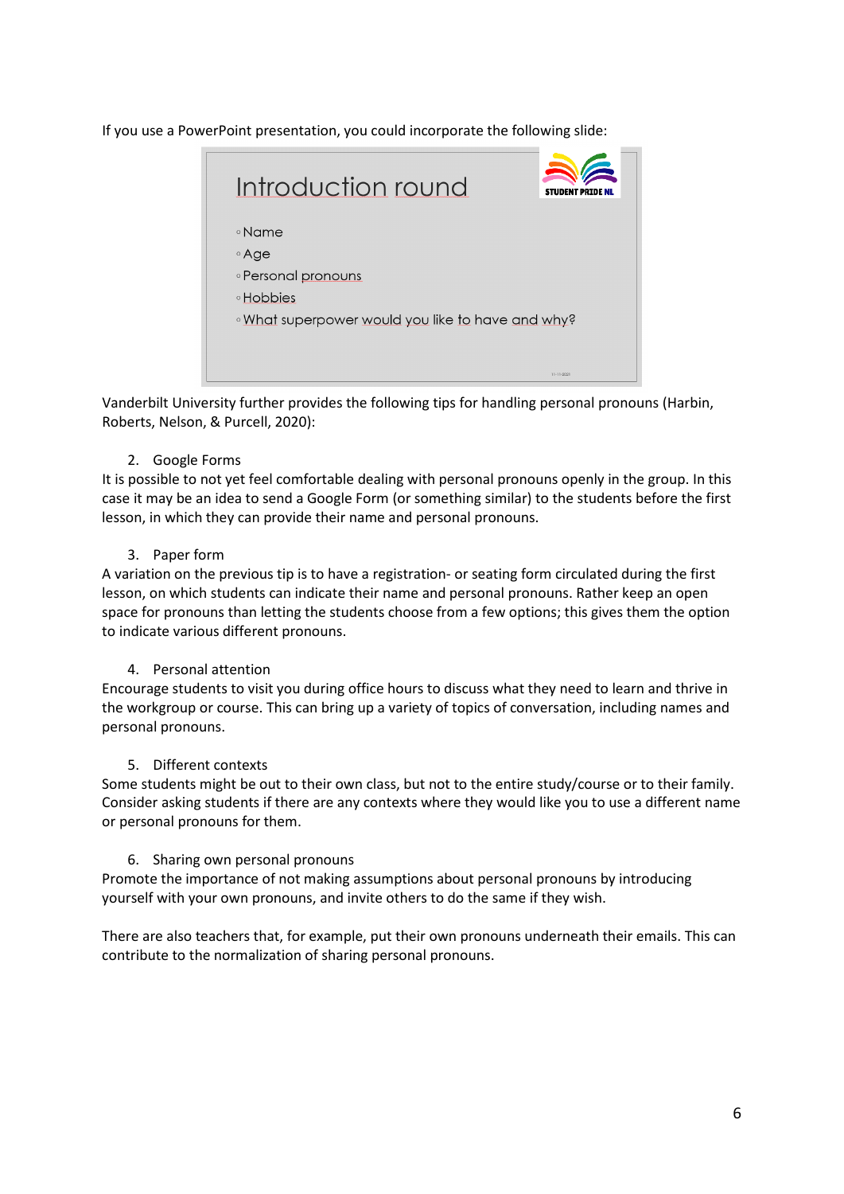If you use a PowerPoint presentation, you could incorporate the following slide:

> **Introduction round**
>
> - Name
> - Age
> - Personal pronouns
> - Hobbies
> - What superpower would you like to have and why?

Vanderbilt University further provides the following tips for handling personal pronouns (Harbin, Roberts, Nelson, & Purcell, 2020):

2. Google Forms

It is possible to not yet feel comfortable dealing with personal pronouns openly in the group. In this case it may be an idea to send a Google Form (or something similar) to the students before the first lesson, in which they can provide their name and personal pronouns.

3. Paper form

A variation on the previous tip is to have a registration- or seating form circulated during the first lesson, on which students can indicate their name and personal pronouns. Rather keep an open space for pronouns than letting the students choose from a few options; this gives them the option to indicate various different pronouns.

4. Personal attention

Encourage students to visit you during office hours to discuss what they need to learn and thrive in the workgroup or course. This can bring up a variety of topics of conversation, including names and personal pronouns.

5. Different contexts

Some students might be out to their own class, but not to the entire study/course or to their family. Consider asking students if there are any contexts where they would like you to use a different name or personal pronouns for them.

6. Sharing own personal pronouns

Promote the importance of not making assumptions about personal pronouns by introducing yourself with your own pronouns, and invite others to do the same if they wish.

There are also teachers that, for example, put their own pronouns underneath their emails. This can contribute to the normalization of sharing personal pronouns.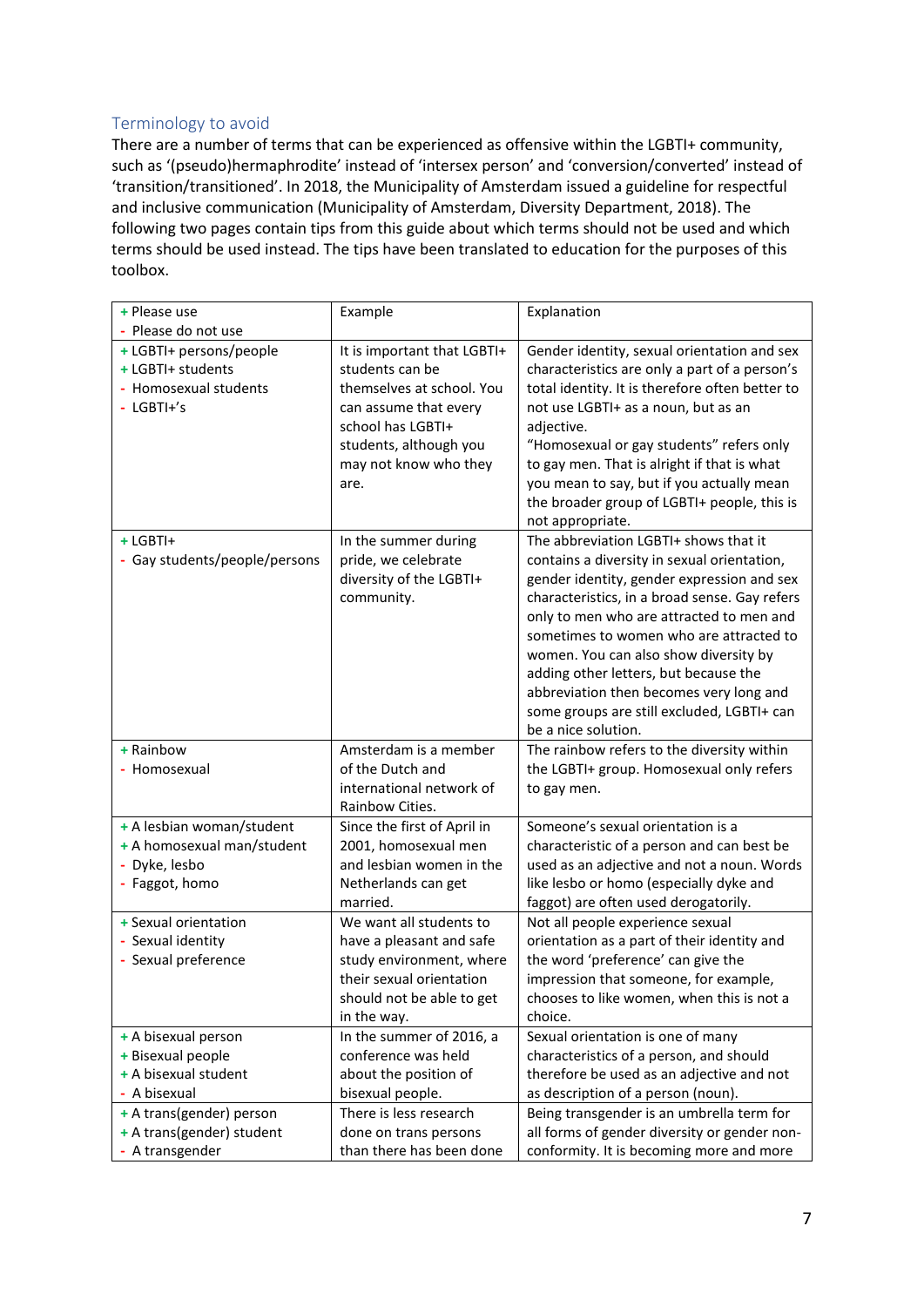## Terminology to avoid

There are a number of terms that can be experienced as offensive within the LGBTI+ community, such as '(pseudo)hermaphrodite' instead of 'intersex person' and 'conversion/converted' instead of 'transition/transitioned'. In 2018, the Municipality of Amsterdam issued a guideline for respectful and inclusive communication (Municipality of Amsterdam, Diversity Department, 2018). The following two pages contain tips from this guide about which terms should not be used and which terms should be used instead. The tips have been translated to education for the purposes of this toolbox.

| + Please use<br>- Please do not use | Example | Explanation |
|---|---|---|
| + LGBTI+ persons/people<br>+ LGBTI+ students<br>- Homosexual students<br>- LGBTI+'s | It is important that LGBTI+ students can be themselves at school. You can assume that every school has LGBTI+ students, although you may not know who they are. | Gender identity, sexual orientation and sex characteristics are only a part of a person's total identity. It is therefore often better to not use LGBTI+ as a noun, but as an adjective.<br>"Homosexual or gay students" refers only to gay men. That is alright if that is what you mean to say, but if you actually mean the broader group of LGBTI+ people, this is not appropriate. |
| + LGBTI+<br>- Gay students/people/persons | In the summer during pride, we celebrate diversity of the LGBTI+ community. | The abbreviation LGBTI+ shows that it contains a diversity in sexual orientation, gender identity, gender expression and sex characteristics, in a broad sense. Gay refers only to men who are attracted to men and sometimes to women who are attracted to women. You can also show diversity by adding other letters, but because the abbreviation then becomes very long and some groups are still excluded, LGBTI+ can be a nice solution. |
| + Rainbow<br>- Homosexual | Amsterdam is a member of the Dutch and international network of Rainbow Cities. | The rainbow refers to the diversity within the LGBTI+ group. Homosexual only refers to gay men. |
| + A lesbian woman/student<br>+ A homosexual man/student<br>- Dyke, lesbo<br>- Faggot, homo | Since the first of April in 2001, homosexual men and lesbian women in the Netherlands can get married. | Someone's sexual orientation is a characteristic of a person and can best be used as an adjective and not a noun. Words like lesbo or homo (especially dyke and faggot) are often used derogatorily. |
| + Sexual orientation<br>- Sexual identity<br>- Sexual preference | We want all students to have a pleasant and safe study environment, where their sexual orientation should not be able to get in the way. | Not all people experience sexual orientation as a part of their identity and the word 'preference' can give the impression that someone, for example, chooses to like women, when this is not a choice. |
| + A bisexual person<br>+ Bisexual people<br>+ A bisexual student<br>- A bisexual | In the summer of 2016, a conference was held about the position of bisexual people. | Sexual orientation is one of many characteristics of a person, and should therefore be used as an adjective and not as description of a person (noun). |
| + A trans(gender) person<br>+ A trans(gender) student<br>- A transgender | There is less research done on trans persons than there has been done | Being transgender is an umbrella term for all forms of gender diversity or gender non-conformity. It is becoming more and more |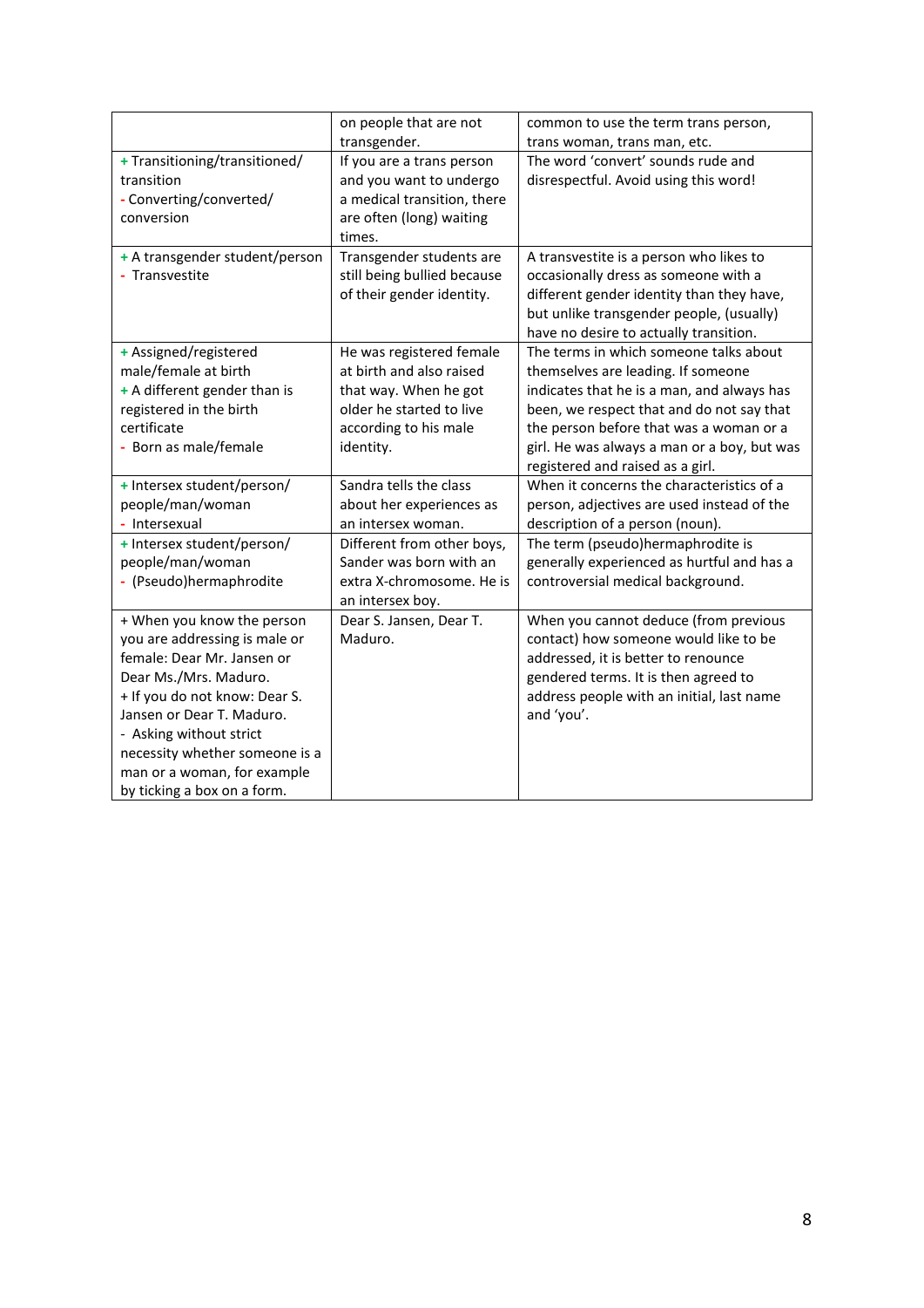|  | on people that are not transgender. | common to use the term trans person, trans woman, trans man, etc. |
|---|---|---|
| + Transitioning/transitioned/ transition<br>- Converting/converted/ conversion | If you are a trans person and you want to undergo a medical transition, there are often (long) waiting times. | The word 'convert' sounds rude and disrespectful. Avoid using this word! |
| + A transgender student/person<br>- Transvestite | Transgender students are still being bullied because of their gender identity. | A transvestite is a person who likes to occasionally dress as someone with a different gender identity than they have, but unlike transgender people, (usually) have no desire to actually transition. |
| + Assigned/registered male/female at birth<br>+ A different gender than is registered in the birth certificate<br>- Born as male/female | He was registered female at birth and also raised that way. When he got older he started to live according to his male identity. | The terms in which someone talks about themselves are leading. If someone indicates that he is a man, and always has been, we respect that and do not say that the person before that was a woman or a girl. He was always a man or a boy, but was registered and raised as a girl. |
| + Intersex student/person/ people/man/woman<br>- Intersexual | Sandra tells the class about her experiences as an intersex woman. | When it concerns the characteristics of a person, adjectives are used instead of the description of a person (noun). |
| + Intersex student/person/ people/man/woman<br>- (Pseudo)hermaphrodite | Different from other boys, Sander was born with an extra X-chromosome. He is an intersex boy. | The term (pseudo)hermaphrodite is generally experienced as hurtful and has a controversial medical background. |
| + When you know the person you are addressing is male or female: Dear Mr. Jansen or Dear Ms./Mrs. Maduro.<br>+ If you do not know: Dear S. Jansen or Dear T. Maduro.<br>- Asking without strict necessity whether someone is a man or a woman, for example by ticking a box on a form. | Dear S. Jansen, Dear T. Maduro. | When you cannot deduce (from previous contact) how someone would like to be addressed, it is better to renounce gendered terms. It is then agreed to address people with an initial, last name and 'you'. |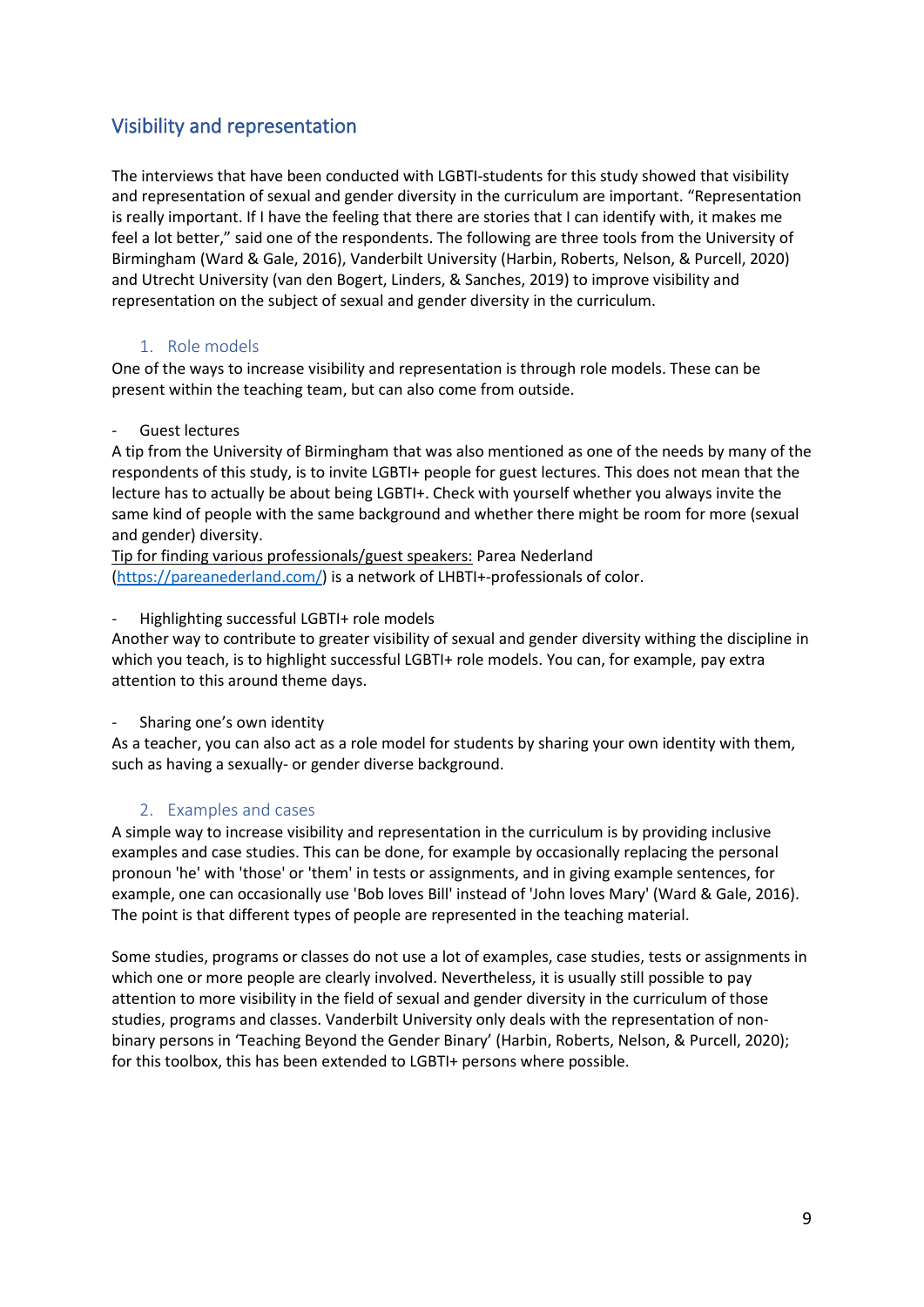## Visibility and representation

The interviews that have been conducted with LGBTI-students for this study showed that visibility and representation of sexual and gender diversity in the curriculum are important. "Representation is really important. If I have the feeling that there are stories that I can identify with, it makes me feel a lot better," said one of the respondents. The following are three tools from the University of Birmingham (Ward & Gale, 2016), Vanderbilt University (Harbin, Roberts, Nelson, & Purcell, 2020) and Utrecht University (van den Bogert, Linders, & Sanches, 2019) to improve visibility and representation on the subject of sexual and gender diversity in the curriculum.

### 1. Role models

One of the ways to increase visibility and representation is through role models. These can be present within the teaching team, but can also come from outside.

- Guest lectures

A tip from the University of Birmingham that was also mentioned as one of the needs by many of the respondents of this study, is to invite LGBTI+ people for guest lectures. This does not mean that the lecture has to actually be about being LGBTI+. Check with yourself whether you always invite the same kind of people with the same background and whether there might be room for more (sexual and gender) diversity.

<u>Tip for finding various professionals/guest speakers:</u> Parea Nederland ([https://pareanederland.com/](https://pareanederland.com/)) is a network of LHBTI+-professionals of color.

- Highlighting successful LGBTI+ role models

Another way to contribute to greater visibility of sexual and gender diversity withing the discipline in which you teach, is to highlight successful LGBTI+ role models. You can, for example, pay extra attention to this around theme days.

- Sharing one's own identity

As a teacher, you can also act as a role model for students by sharing your own identity with them, such as having a sexually- or gender diverse background.

### 2. Examples and cases

A simple way to increase visibility and representation in the curriculum is by providing inclusive examples and case studies. This can be done, for example by occasionally replacing the personal pronoun 'he' with 'those' or 'them' in tests or assignments, and in giving example sentences, for example, one can occasionally use 'Bob loves Bill' instead of 'John loves Mary' (Ward & Gale, 2016). The point is that different types of people are represented in the teaching material.

Some studies, programs or classes do not use a lot of examples, case studies, tests or assignments in which one or more people are clearly involved. Nevertheless, it is usually still possible to pay attention to more visibility in the field of sexual and gender diversity in the curriculum of those studies, programs and classes. Vanderbilt University only deals with the representation of non-binary persons in 'Teaching Beyond the Gender Binary' (Harbin, Roberts, Nelson, & Purcell, 2020); for this toolbox, this has been extended to LGBTI+ persons where possible.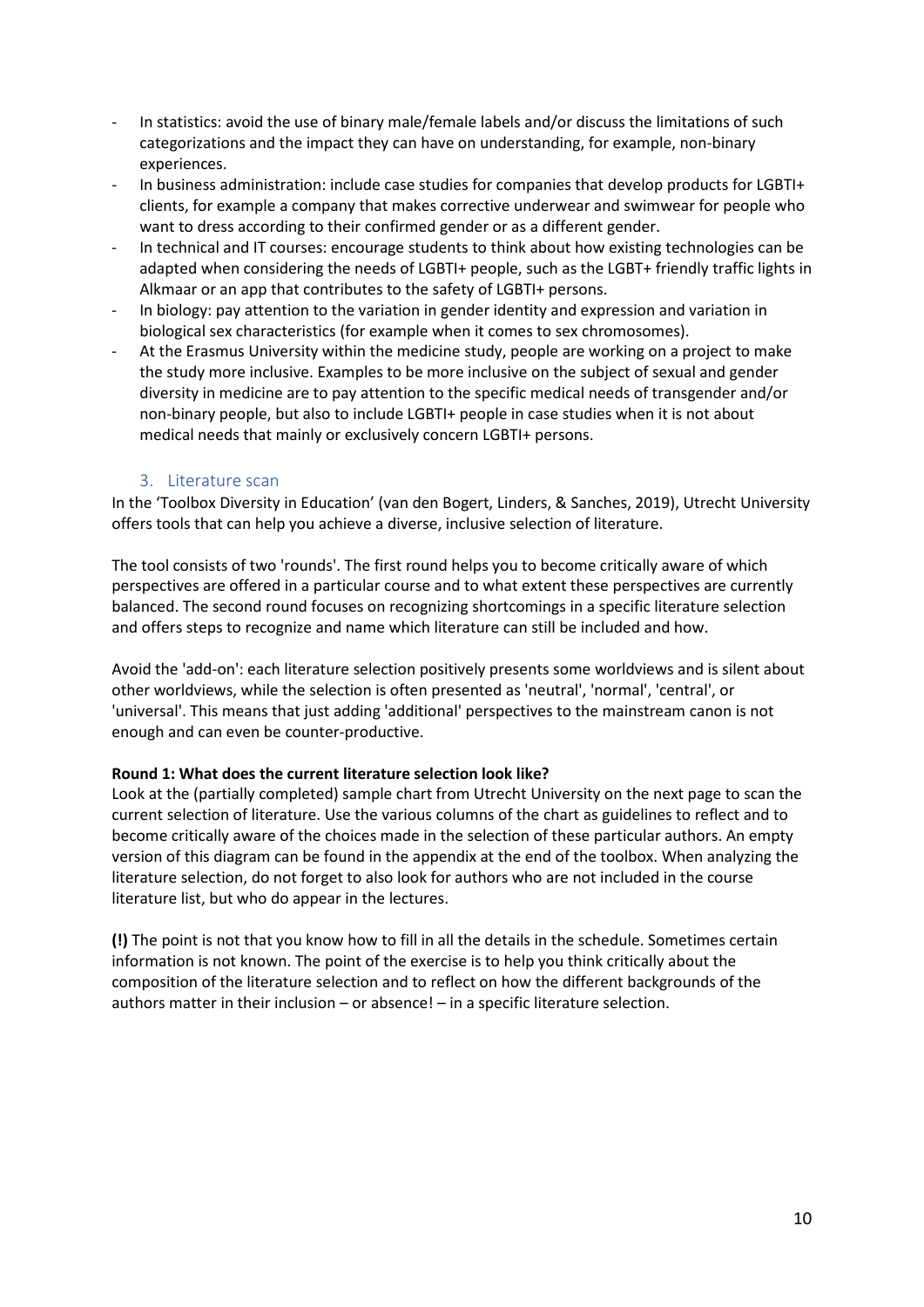- In statistics: avoid the use of binary male/female labels and/or discuss the limitations of such categorizations and the impact they can have on understanding, for example, non-binary experiences.
- In business administration: include case studies for companies that develop products for LGBTI+ clients, for example a company that makes corrective underwear and swimwear for people who want to dress according to their confirmed gender or as a different gender.
- In technical and IT courses: encourage students to think about how existing technologies can be adapted when considering the needs of LGBTI+ people, such as the LGBT+ friendly traffic lights in Alkmaar or an app that contributes to the safety of LGBTI+ persons.
- In biology: pay attention to the variation in gender identity and expression and variation in biological sex characteristics (for example when it comes to sex chromosomes).
- At the Erasmus University within the medicine study, people are working on a project to make the study more inclusive. Examples to be more inclusive on the subject of sexual and gender diversity in medicine are to pay attention to the specific medical needs of transgender and/or non-binary people, but also to include LGBTI+ people in case studies when it is not about medical needs that mainly or exclusively concern LGBTI+ persons.

### 3. Literature scan

In the 'Toolbox Diversity in Education' (van den Bogert, Linders, & Sanches, 2019), Utrecht University offers tools that can help you achieve a diverse, inclusive selection of literature.

The tool consists of two 'rounds'. The first round helps you to become critically aware of which perspectives are offered in a particular course and to what extent these perspectives are currently balanced. The second round focuses on recognizing shortcomings in a specific literature selection and offers steps to recognize and name which literature can still be included and how.

Avoid the 'add-on': each literature selection positively presents some worldviews and is silent about other worldviews, while the selection is often presented as 'neutral', 'normal', 'central', or 'universal'. This means that just adding 'additional' perspectives to the mainstream canon is not enough and can even be counter-productive.

**Round 1: What does the current literature selection look like?**

Look at the (partially completed) sample chart from Utrecht University on the next page to scan the current selection of literature. Use the various columns of the chart as guidelines to reflect and to become critically aware of the choices made in the selection of these particular authors. An empty version of this diagram can be found in the appendix at the end of the toolbox. When analyzing the literature selection, do not forget to also look for authors who are not included in the course literature list, but who do appear in the lectures.

**(!)** The point is not that you know how to fill in all the details in the schedule. Sometimes certain information is not known. The point of the exercise is to help you think critically about the composition of the literature selection and to reflect on how the different backgrounds of the authors matter in their inclusion – or absence! – in a specific literature selection.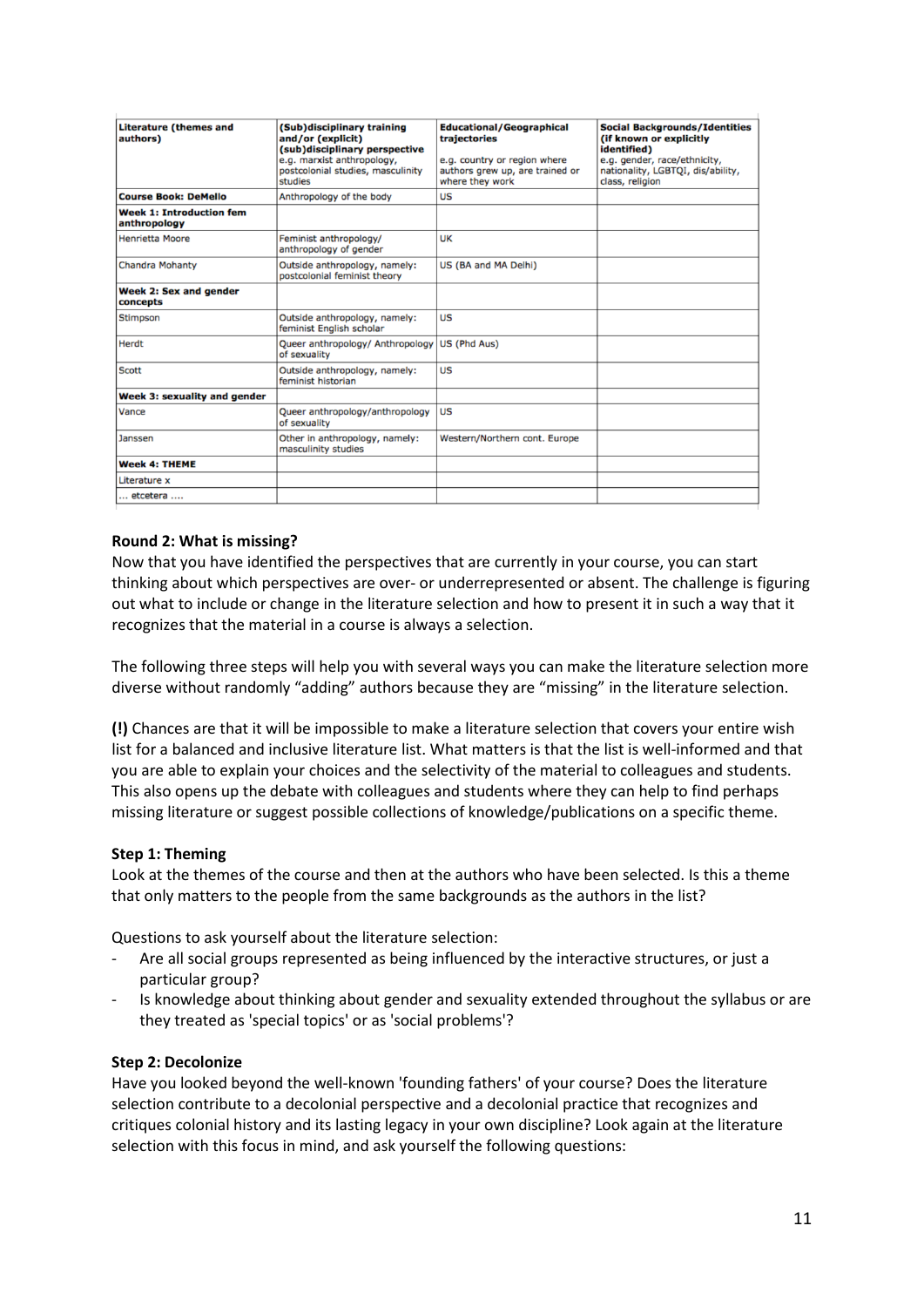| **Literature (themes and authors)** | **(Sub)disciplinary training and/or (explicit) (sub)disciplinary perspective** e.g. marxist anthropology, postcolonial studies, masculinity studies | **Educational/Geographical trajectories** e.g. country or region where authors grew up, are trained or where they work | **Social Backgrounds/Identities (if known or explicitly identified)** e.g. gender, race/ethnicity, nationality, LGBTQI, dis/ability, class, religion |
|---|---|---|---|
| **Course Book: DeMello** | Anthropology of the body | US | |
| **Week 1: Introduction fem anthropology** | | | |
| Henrietta Moore | Feminist anthropology/ anthropology of gender | UK | |
| Chandra Mohanty | Outside anthropology, namely: postcolonial feminist theory | US (BA and MA Delhi) | |
| **Week 2: Sex and gender concepts** | | | |
| Stimpson | Outside anthropology, namely: feminist English scholar | US | |
| Herdt | Queer anthropology/ Anthropology of sexuality | US (Phd Aus) | |
| Scott | Outside anthropology, namely: feminist historian | US | |
| **Week 3: sexuality and gender** | | | |
| Vance | Queer anthropology/anthropology of sexuality | US | |
| Janssen | Other in anthropology, namely: masculinity studies | Western/Northern cont. Europe | |
| **Week 4: THEME** | | | |
| Literature x | | | |
| … etcetera …. | | | |

**Round 2: What is missing?**

Now that you have identified the perspectives that are currently in your course, you can start thinking about which perspectives are over- or underrepresented or absent. The challenge is figuring out what to include or change in the literature selection and how to present it in such a way that it recognizes that the material in a course is always a selection.

The following three steps will help you with several ways you can make the literature selection more diverse without randomly "adding" authors because they are "missing" in the literature selection.

**(!)** Chances are that it will be impossible to make a literature selection that covers your entire wish list for a balanced and inclusive literature list. What matters is that the list is well-informed and that you are able to explain your choices and the selectivity of the material to colleagues and students. This also opens up the debate with colleagues and students where they can help to find perhaps missing literature or suggest possible collections of knowledge/publications on a specific theme.

**Step 1: Theming**

Look at the themes of the course and then at the authors who have been selected. Is this a theme that only matters to the people from the same backgrounds as the authors in the list?

Questions to ask yourself about the literature selection:

- Are all social groups represented as being influenced by the interactive structures, or just a particular group?
- Is knowledge about thinking about gender and sexuality extended throughout the syllabus or are they treated as 'special topics' or as 'social problems'?

**Step 2: Decolonize**

Have you looked beyond the well-known 'founding fathers' of your course? Does the literature selection contribute to a decolonial perspective and a decolonial practice that recognizes and critiques colonial history and its lasting legacy in your own discipline? Look again at the literature selection with this focus in mind, and ask yourself the following questions: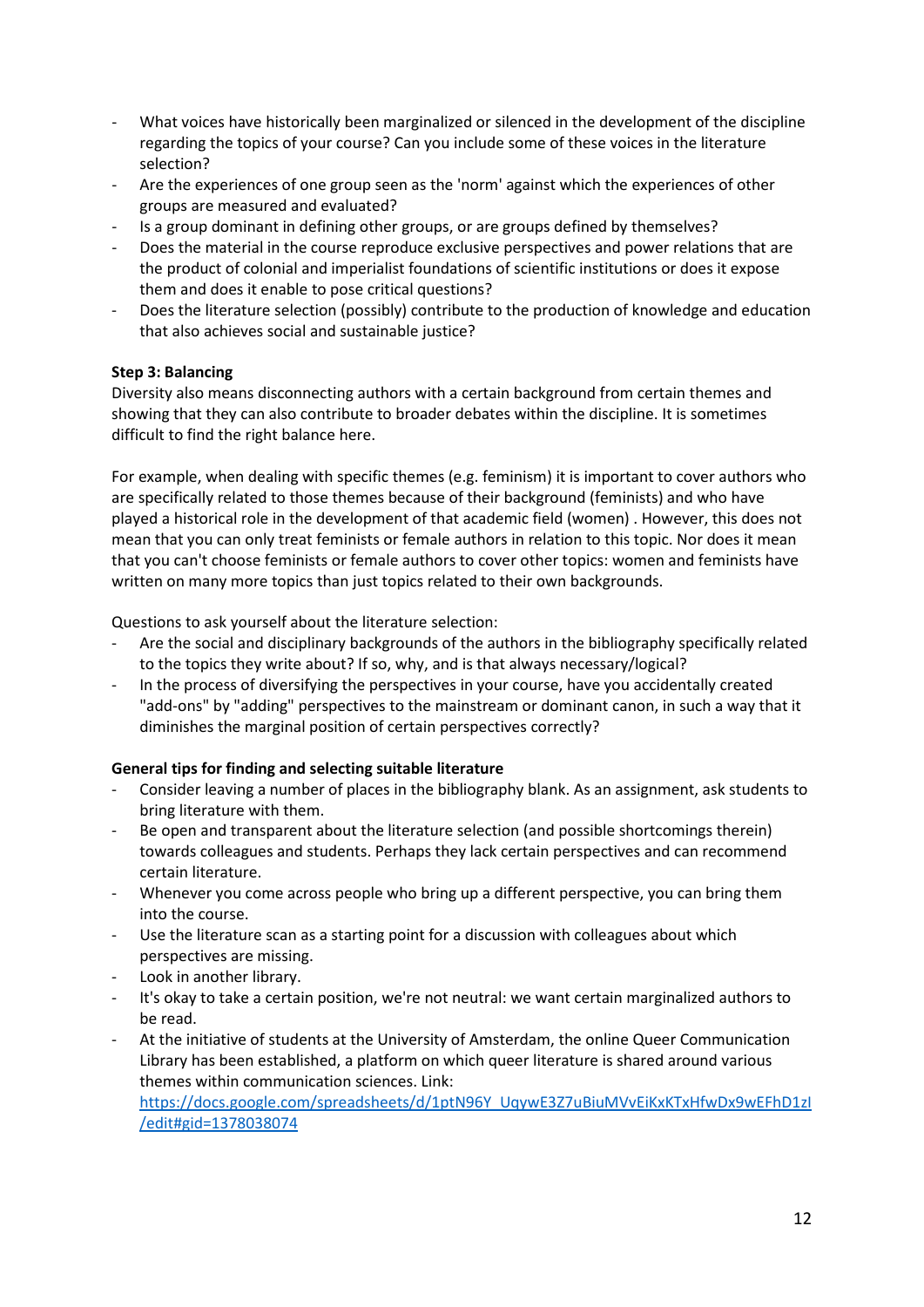- What voices have historically been marginalized or silenced in the development of the discipline regarding the topics of your course? Can you include some of these voices in the literature selection?
- Are the experiences of one group seen as the 'norm' against which the experiences of other groups are measured and evaluated?
- Is a group dominant in defining other groups, or are groups defined by themselves?
- Does the material in the course reproduce exclusive perspectives and power relations that are the product of colonial and imperialist foundations of scientific institutions or does it expose them and does it enable to pose critical questions?
- Does the literature selection (possibly) contribute to the production of knowledge and education that also achieves social and sustainable justice?

**Step 3: Balancing**

Diversity also means disconnecting authors with a certain background from certain themes and showing that they can also contribute to broader debates within the discipline. It is sometimes difficult to find the right balance here.

For example, when dealing with specific themes (e.g. feminism) it is important to cover authors who are specifically related to those themes because of their background (feminists) and who have played a historical role in the development of that academic field (women) . However, this does not mean that you can only treat feminists or female authors in relation to this topic. Nor does it mean that you can't choose feminists or female authors to cover other topics: women and feminists have written on many more topics than just topics related to their own backgrounds.

Questions to ask yourself about the literature selection:

- Are the social and disciplinary backgrounds of the authors in the bibliography specifically related to the topics they write about? If so, why, and is that always necessary/logical?
- In the process of diversifying the perspectives in your course, have you accidentally created "add-ons" by "adding" perspectives to the mainstream or dominant canon, in such a way that it diminishes the marginal position of certain perspectives correctly?

**General tips for finding and selecting suitable literature**

- Consider leaving a number of places in the bibliography blank. As an assignment, ask students to bring literature with them.
- Be open and transparent about the literature selection (and possible shortcomings therein) towards colleagues and students. Perhaps they lack certain perspectives and can recommend certain literature.
- Whenever you come across people who bring up a different perspective, you can bring them into the course.
- Use the literature scan as a starting point for a discussion with colleagues about which perspectives are missing.
- Look in another library.
- It's okay to take a certain position, we're not neutral: we want certain marginalized authors to be read.
- At the initiative of students at the University of Amsterdam, the online Queer Communication Library has been established, a platform on which queer literature is shared around various themes within communication sciences. Link: https://docs.google.com/spreadsheets/d/1ptN96Y_UqywE3Z7uBiuMVvEiKxKTxHfwDx9wEFhD1zI/edit#gid=1378038074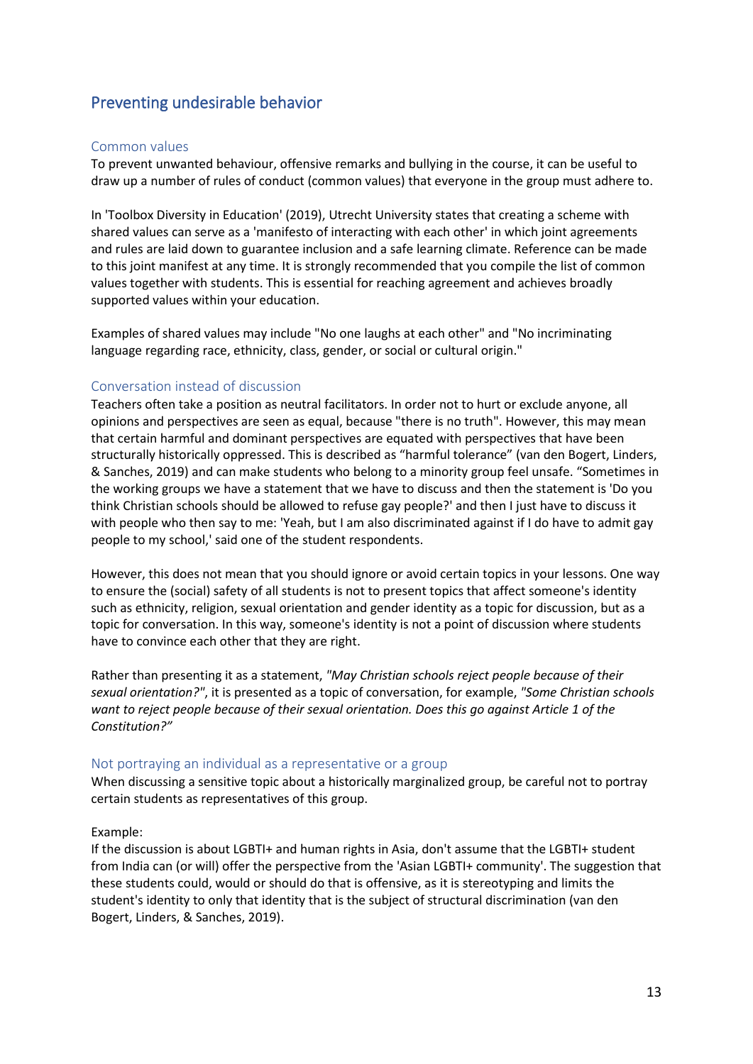## Preventing undesirable behavior

### Common values

To prevent unwanted behaviour, offensive remarks and bullying in the course, it can be useful to draw up a number of rules of conduct (common values) that everyone in the group must adhere to.

In 'Toolbox Diversity in Education' (2019), Utrecht University states that creating a scheme with shared values can serve as a 'manifesto of interacting with each other' in which joint agreements and rules are laid down to guarantee inclusion and a safe learning climate. Reference can be made to this joint manifest at any time. It is strongly recommended that you compile the list of common values together with students. This is essential for reaching agreement and achieves broadly supported values within your education.

Examples of shared values may include "No one laughs at each other" and "No incriminating language regarding race, ethnicity, class, gender, or social or cultural origin."

### Conversation instead of discussion

Teachers often take a position as neutral facilitators. In order not to hurt or exclude anyone, all opinions and perspectives are seen as equal, because "there is no truth". However, this may mean that certain harmful and dominant perspectives are equated with perspectives that have been structurally historically oppressed. This is described as “harmful tolerance” (van den Bogert, Linders, & Sanches, 2019) and can make students who belong to a minority group feel unsafe. “Sometimes in the working groups we have a statement that we have to discuss and then the statement is 'Do you think Christian schools should be allowed to refuse gay people?' and then I just have to discuss it with people who then say to me: 'Yeah, but I am also discriminated against if I do have to admit gay people to my school,' said one of the student respondents.

However, this does not mean that you should ignore or avoid certain topics in your lessons. One way to ensure the (social) safety of all students is not to present topics that affect someone's identity such as ethnicity, religion, sexual orientation and gender identity as a topic for discussion, but as a topic for conversation. In this way, someone's identity is not a point of discussion where students have to convince each other that they are right.

Rather than presenting it as a statement, *"May Christian schools reject people because of their sexual orientation?"*, it is presented as a topic of conversation, for example, *"Some Christian schools want to reject people because of their sexual orientation. Does this go against Article 1 of the Constitution?”*

### Not portraying an individual as a representative or a group

When discussing a sensitive topic about a historically marginalized group, be careful not to portray certain students as representatives of this group.

Example:
If the discussion is about LGBTI+ and human rights in Asia, don't assume that the LGBTI+ student from India can (or will) offer the perspective from the 'Asian LGBTI+ community'. The suggestion that these students could, would or should do that is offensive, as it is stereotyping and limits the student's identity to only that identity that is the subject of structural discrimination (van den Bogert, Linders, & Sanches, 2019).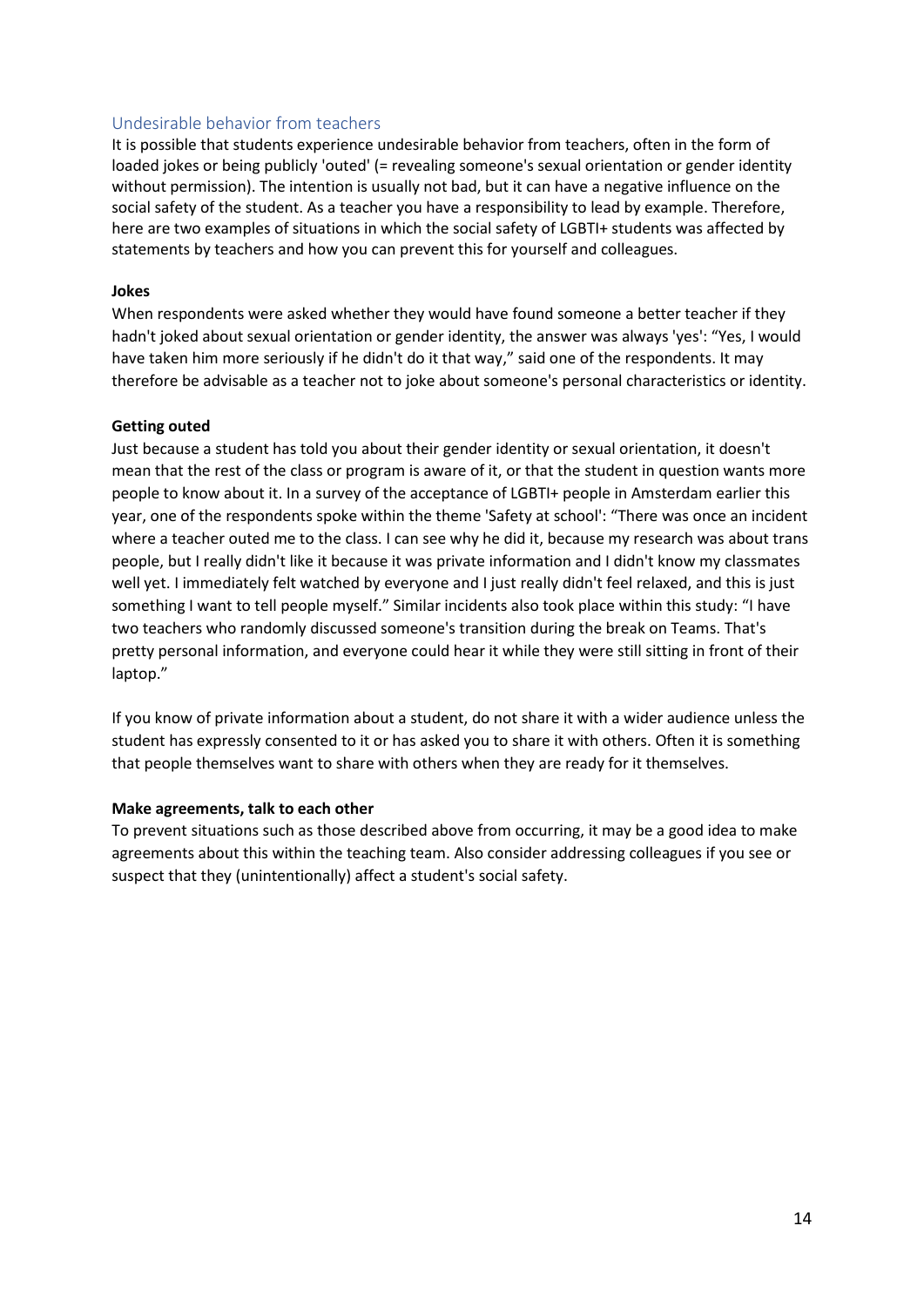## Undesirable behavior from teachers

It is possible that students experience undesirable behavior from teachers, often in the form of loaded jokes or being publicly 'outed' (= revealing someone's sexual orientation or gender identity without permission). The intention is usually not bad, but it can have a negative influence on the social safety of the student. As a teacher you have a responsibility to lead by example. Therefore, here are two examples of situations in which the social safety of LGBTI+ students was affected by statements by teachers and how you can prevent this for yourself and colleagues.

**Jokes**

When respondents were asked whether they would have found someone a better teacher if they hadn't joked about sexual orientation or gender identity, the answer was always 'yes': "Yes, I would have taken him more seriously if he didn't do it that way," said one of the respondents. It may therefore be advisable as a teacher not to joke about someone's personal characteristics or identity.

**Getting outed**

Just because a student has told you about their gender identity or sexual orientation, it doesn't mean that the rest of the class or program is aware of it, or that the student in question wants more people to know about it. In a survey of the acceptance of LGBTI+ people in Amsterdam earlier this year, one of the respondents spoke within the theme 'Safety at school': "There was once an incident where a teacher outed me to the class. I can see why he did it, because my research was about trans people, but I really didn't like it because it was private information and I didn't know my classmates well yet. I immediately felt watched by everyone and I just really didn't feel relaxed, and this is just something I want to tell people myself." Similar incidents also took place within this study: "I have two teachers who randomly discussed someone's transition during the break on Teams. That's pretty personal information, and everyone could hear it while they were still sitting in front of their laptop."

If you know of private information about a student, do not share it with a wider audience unless the student has expressly consented to it or has asked you to share it with others. Often it is something that people themselves want to share with others when they are ready for it themselves.

**Make agreements, talk to each other**

To prevent situations such as those described above from occurring, it may be a good idea to make agreements about this within the teaching team. Also consider addressing colleagues if you see or suspect that they (unintentionally) affect a student's social safety.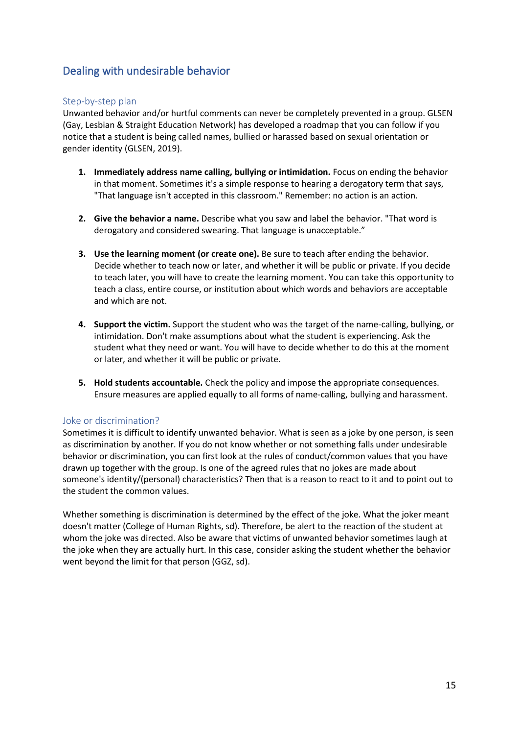## Dealing with undesirable behavior

### Step-by-step plan

Unwanted behavior and/or hurtful comments can never be completely prevented in a group. GLSEN (Gay, Lesbian & Straight Education Network) has developed a roadmap that you can follow if you notice that a student is being called names, bullied or harassed based on sexual orientation or gender identity (GLSEN, 2019).

1. **Immediately address name calling, bullying or intimidation.** Focus on ending the behavior in that moment. Sometimes it's a simple response to hearing a derogatory term that says, "That language isn't accepted in this classroom." Remember: no action is an action.

2. **Give the behavior a name.** Describe what you saw and label the behavior. "That word is derogatory and considered swearing. That language is unacceptable."

3. **Use the learning moment (or create one).** Be sure to teach after ending the behavior. Decide whether to teach now or later, and whether it will be public or private. If you decide to teach later, you will have to create the learning moment. You can take this opportunity to teach a class, entire course, or institution about which words and behaviors are acceptable and which are not.

4. **Support the victim.** Support the student who was the target of the name-calling, bullying, or intimidation. Don't make assumptions about what the student is experiencing. Ask the student what they need or want. You will have to decide whether to do this at the moment or later, and whether it will be public or private.

5. **Hold students accountable.** Check the policy and impose the appropriate consequences. Ensure measures are applied equally to all forms of name-calling, bullying and harassment.

### Joke or discrimination?

Sometimes it is difficult to identify unwanted behavior. What is seen as a joke by one person, is seen as discrimination by another. If you do not know whether or not something falls under undesirable behavior or discrimination, you can first look at the rules of conduct/common values that you have drawn up together with the group. Is one of the agreed rules that no jokes are made about someone's identity/(personal) characteristics? Then that is a reason to react to it and to point out to the student the common values.

Whether something is discrimination is determined by the effect of the joke. What the joker meant doesn't matter (College of Human Rights, sd). Therefore, be alert to the reaction of the student at whom the joke was directed. Also be aware that victims of unwanted behavior sometimes laugh at the joke when they are actually hurt. In this case, consider asking the student whether the behavior went beyond the limit for that person (GGZ, sd).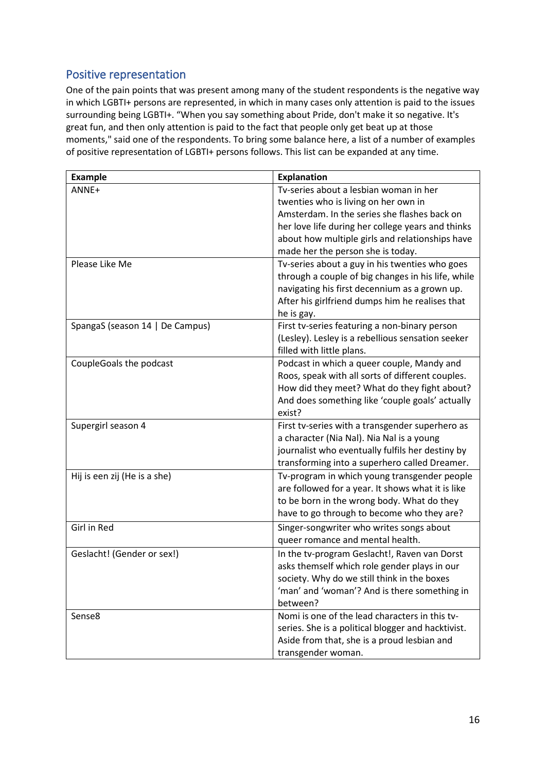## Positive representation

One of the pain points that was present among many of the student respondents is the negative way in which LGBTI+ persons are represented, in which in many cases only attention is paid to the issues surrounding being LGBTI+. "When you say something about Pride, don't make it so negative. It's great fun, and then only attention is paid to the fact that people only get beat up at those moments," said one of the respondents. To bring some balance here, a list of a number of examples of positive representation of LGBTI+ persons follows. This list can be expanded at any time.

| Example | Explanation |
|---|---|
| ANNE+ | Tv-series about a lesbian woman in her twenties who is living on her own in Amsterdam. In the series she flashes back on her love life during her college years and thinks about how multiple girls and relationships have made her the person she is today. |
| Please Like Me | Tv-series about a guy in his twenties who goes through a couple of big changes in his life, while navigating his first decennium as a grown up. After his girlfriend dumps him he realises that he is gay. |
| SpangaS (season 14 \| De Campus) | First tv-series featuring a non-binary person (Lesley). Lesley is a rebellious sensation seeker filled with little plans. |
| CoupleGoals the podcast | Podcast in which a queer couple, Mandy and Roos, speak with all sorts of different couples. How did they meet? What do they fight about? And does something like 'couple goals' actually exist? |
| Supergirl season 4 | First tv-series with a transgender superhero as a character (Nia Nal). Nia Nal is a young journalist who eventually fulfils her destiny by transforming into a superhero called Dreamer. |
| Hij is een zij (He is a she) | Tv-program in which young transgender people are followed for a year. It shows what it is like to be born in the wrong body. What do they have to go through to become who they are? |
| Girl in Red | Singer-songwriter who writes songs about queer romance and mental health. |
| Geslacht! (Gender or sex!) | In the tv-program Geslacht!, Raven van Dorst asks themself which role gender plays in our society. Why do we still think in the boxes 'man' and 'woman'? And is there something in between? |
| Sense8 | Nomi is one of the lead characters in this tv-series. She is a political blogger and hacktivist. Aside from that, she is a proud lesbian and transgender woman. |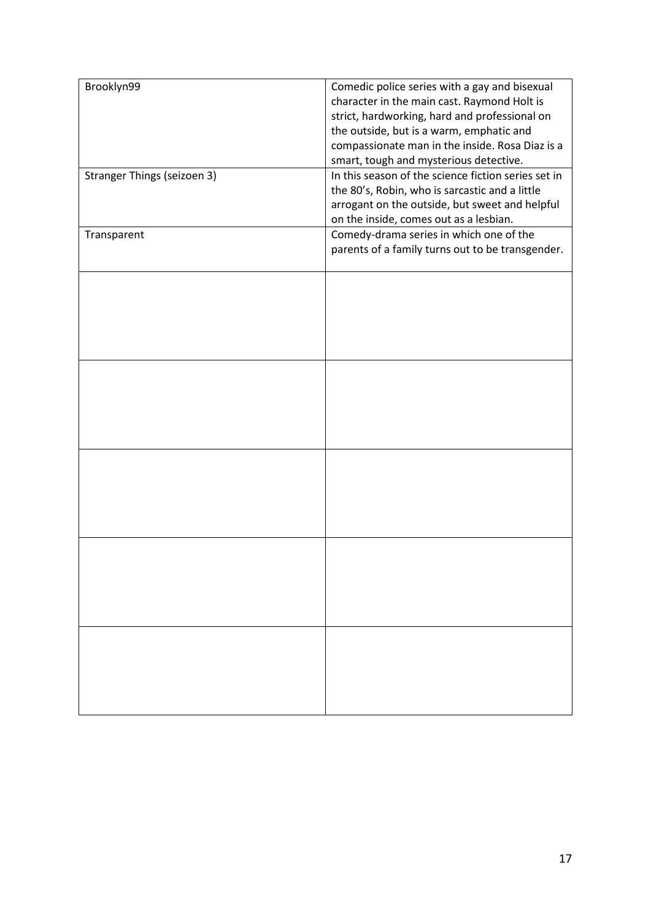| | |
|---|---|
| Brooklyn99 | Comedic police series with a gay and bisexual character in the main cast. Raymond Holt is strict, hardworking, hard and professional on the outside, but is a warm, emphatic and compassionate man in the inside. Rosa Diaz is a smart, tough and mysterious detective. |
| Stranger Things (seizoen 3) | In this season of the science fiction series set in the 80's, Robin, who is sarcastic and a little arrogant on the outside, but sweet and helpful on the inside, comes out as a lesbian. |
| Transparent | Comedy-drama series in which one of the parents of a family turns out to be transgender. |
| | |
| | |
| | |
| | |
| | |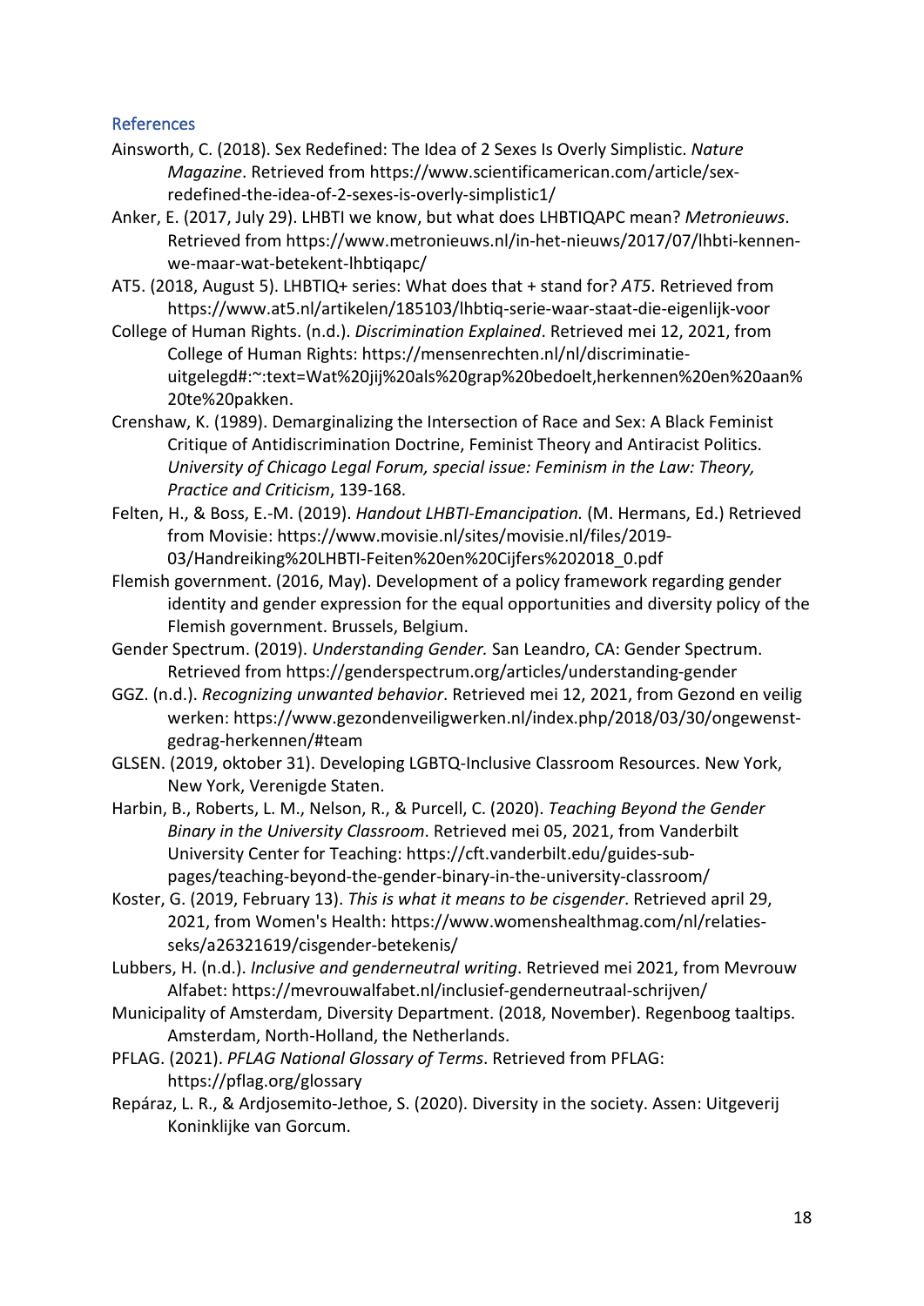## References

Ainsworth, C. (2018). Sex Redefined: The Idea of 2 Sexes Is Overly Simplistic. *Nature Magazine*. Retrieved from https://www.scientificamerican.com/article/sex-redefined-the-idea-of-2-sexes-is-overly-simplistic1/

Anker, E. (2017, July 29). LHBTI we know, but what does LHBTIQAPC mean? *Metronieuws*. Retrieved from https://www.metronieuws.nl/in-het-nieuws/2017/07/lhbti-kennen-we-maar-wat-betekent-lhbtiqapc/

AT5. (2018, August 5). LHBTIQ+ series: What does that + stand for? *AT5*. Retrieved from https://www.at5.nl/artikelen/185103/lhbtiq-serie-waar-staat-die-eigenlijk-voor

College of Human Rights. (n.d.). *Discrimination Explained*. Retrieved mei 12, 2021, from College of Human Rights: https://mensenrechten.nl/nl/discriminatie-uitgelegd#:~:text=Wat%20jij%20als%20grap%20bedoelt,herkennen%20en%20aan%20te%20pakken.

Crenshaw, K. (1989). Demarginalizing the Intersection of Race and Sex: A Black Feminist Critique of Antidiscrimination Doctrine, Feminist Theory and Antiracist Politics. *University of Chicago Legal Forum, special issue: Feminism in the Law: Theory, Practice and Criticism*, 139-168.

Felten, H., & Boss, E.-M. (2019). *Handout LHBTI-Emancipation.* (M. Hermans, Ed.) Retrieved from Movisie: https://www.movisie.nl/sites/movisie.nl/files/2019-03/Handreiking%20LHBTI-Feiten%20en%20Cijfers%202018_0.pdf

Flemish government. (2016, May). Development of a policy framework regarding gender identity and gender expression for the equal opportunities and diversity policy of the Flemish government. Brussels, Belgium.

Gender Spectrum. (2019). *Understanding Gender.* San Leandro, CA: Gender Spectrum. Retrieved from https://genderspectrum.org/articles/understanding-gender

GGZ. (n.d.). *Recognizing unwanted behavior*. Retrieved mei 12, 2021, from Gezond en veilig werken: https://www.gezondenveiligwerken.nl/index.php/2018/03/30/ongewenst-gedrag-herkennen/#team

GLSEN. (2019, oktober 31). Developing LGBTQ-Inclusive Classroom Resources. New York, New York, Verenigde Staten.

Harbin, B., Roberts, L. M., Nelson, R., & Purcell, C. (2020). *Teaching Beyond the Gender Binary in the University Classroom*. Retrieved mei 05, 2021, from Vanderbilt University Center for Teaching: https://cft.vanderbilt.edu/guides-sub-pages/teaching-beyond-the-gender-binary-in-the-university-classroom/

Koster, G. (2019, February 13). *This is what it means to be cisgender*. Retrieved april 29, 2021, from Women's Health: https://www.womenshealthmag.com/nl/relaties-seks/a26321619/cisgender-betekenis/

Lubbers, H. (n.d.). *Inclusive and genderneutral writing*. Retrieved mei 2021, from Mevrouw Alfabet: https://mevrouwalfabet.nl/inclusief-genderneutraal-schrijven/

Municipality of Amsterdam, Diversity Department. (2018, November). Regenboog taaltips. Amsterdam, North-Holland, the Netherlands.

PFLAG. (2021). *PFLAG National Glossary of Terms*. Retrieved from PFLAG: https://pflag.org/glossary

Repáraz, L. R., & Ardjosemito-Jethoe, S. (2020). Diversity in the society. Assen: Uitgeverij Koninklijke van Gorcum.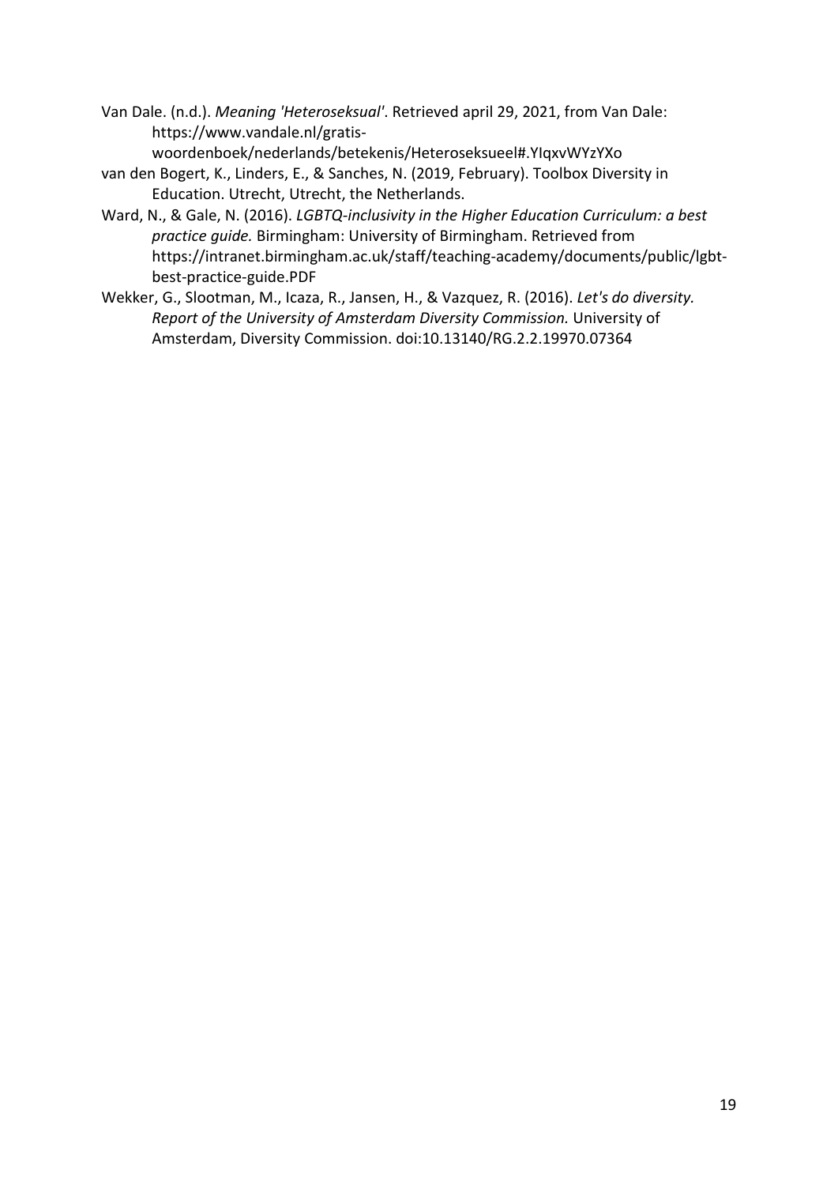Van Dale. (n.d.). *Meaning 'Heteroseksual'*. Retrieved april 29, 2021, from Van Dale: https://www.vandale.nl/gratis-woordenboek/nederlands/betekenis/Heteroseksueel#.YIqxvWYzYXo

van den Bogert, K., Linders, E., & Sanches, N. (2019, February). Toolbox Diversity in Education. Utrecht, Utrecht, the Netherlands.

Ward, N., & Gale, N. (2016). *LGBTQ-inclusivity in the Higher Education Curriculum: a best practice guide.* Birmingham: University of Birmingham. Retrieved from https://intranet.birmingham.ac.uk/staff/teaching-academy/documents/public/lgbt-best-practice-guide.PDF

Wekker, G., Slootman, M., Icaza, R., Jansen, H., & Vazquez, R. (2016). *Let's do diversity. Report of the University of Amsterdam Diversity Commission.* University of Amsterdam, Diversity Commission. doi:10.13140/RG.2.2.19970.07364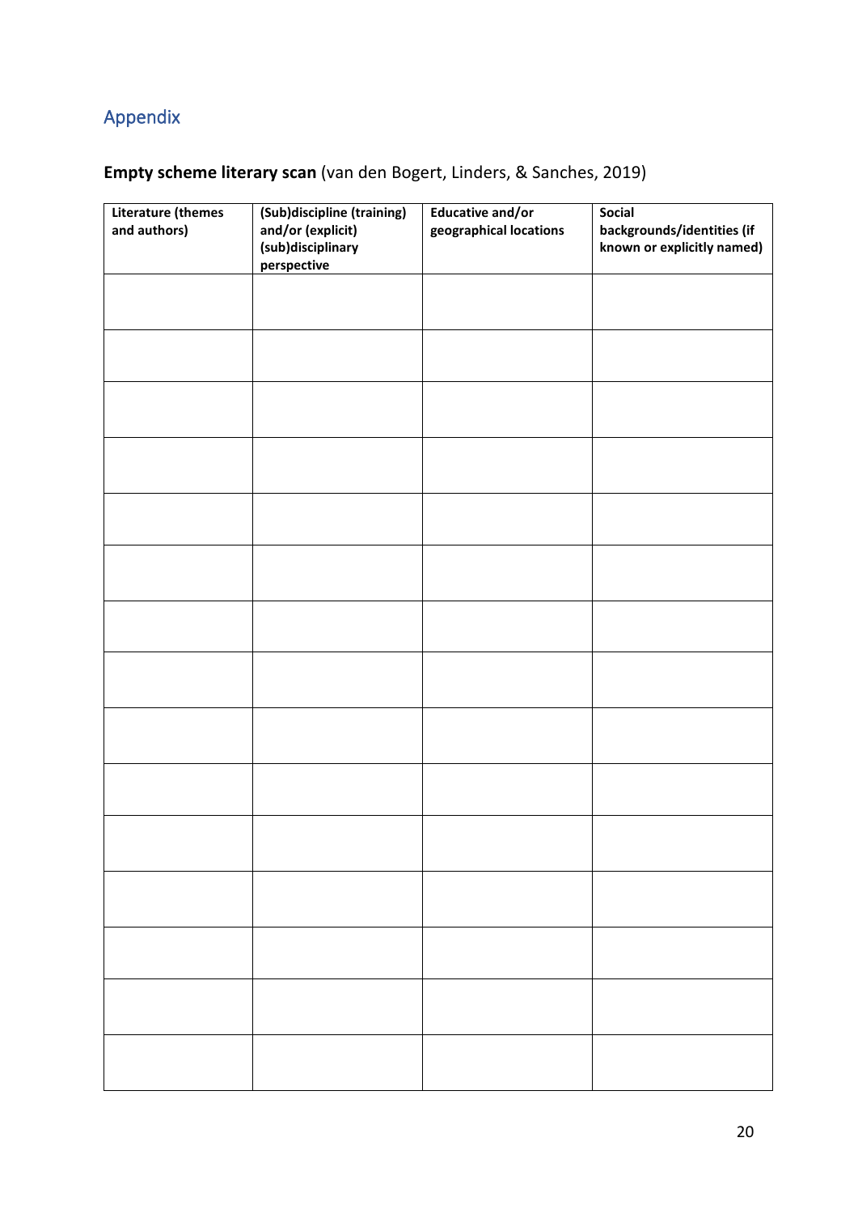# Appendix

**Empty scheme literary scan** (van den Bogert, Linders, & Sanches, 2019)

| Literature (themes and authors) | (Sub)discipline (training) and/or (explicit) (sub)disciplinary perspective | Educative and/or geographical locations | Social backgrounds/identities (if known or explicitly named) |
|---|---|---|---|
| | | | |
| | | | |
| | | | |
| | | | |
| | | | |
| | | | |
| | | | |
| | | | |
| | | | |
| | | | |
| | | | |
| | | | |
| | | | |
| | | | |
| | | | |